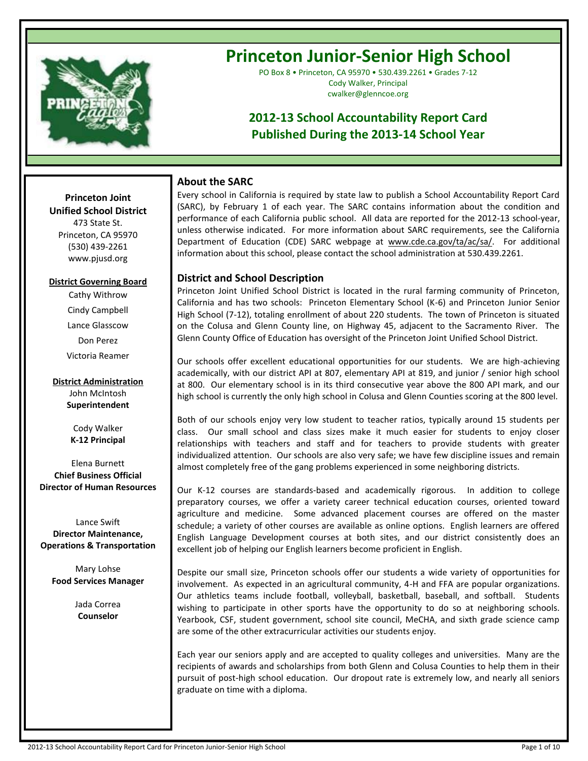# Princeton Junior-Senior High School

PO Box 8 • Princeton, CA 95970 • 530.439.2261 • Grades 7-12
Cody Walker, Principal
cwalker@glenncoe.org

## 2012-13 School Accountability Report Card
## Published During the 2013-14 School Year

**Princeton Joint Unified School District**
473 State St.
Princeton, CA 95970
(530) 439-2261
www.pjusd.org

**District Governing Board**

Cathy Withrow
Cindy Campbell
Lance Glasscow
Don Perez
Victoria Reamer

**District Administration**

John McIntosh
**Superintendent**

Cody Walker
**K-12 Principal**

Elena Burnett
**Chief Business Official**
**Director of Human Resources**

Lance Swift
**Director Maintenance, Operations & Transportation**

Mary Lohse
**Food Services Manager**

Jada Correa
**Counselor**

### About the SARC

Every school in California is required by state law to publish a School Accountability Report Card (SARC), by February 1 of each year. The SARC contains information about the condition and performance of each California public school. All data are reported for the 2012-13 school-year, unless otherwise indicated. For more information about SARC requirements, see the California Department of Education (CDE) SARC webpage at www.cde.ca.gov/ta/ac/sa/. For additional information about this school, please contact the school administration at 530.439.2261.

### District and School Description

Princeton Joint Unified School District is located in the rural farming community of Princeton, California and has two schools: Princeton Elementary School (K-6) and Princeton Junior Senior High School (7-12), totaling enrollment of about 220 students. The town of Princeton is situated on the Colusa and Glenn County line, on Highway 45, adjacent to the Sacramento River. The Glenn County Office of Education has oversight of the Princeton Joint Unified School District.

Our schools offer excellent educational opportunities for our students. We are high-achieving academically, with our district API at 807, elementary API at 819, and junior / senior high school at 800. Our elementary school is in its third consecutive year above the 800 API mark, and our high school is currently the only high school in Colusa and Glenn Counties scoring at the 800 level.

Both of our schools enjoy very low student to teacher ratios, typically around 15 students per class. Our small school and class sizes make it much easier for students to enjoy closer relationships with teachers and staff and for teachers to provide students with greater individualized attention. Our schools are also very safe; we have few discipline issues and remain almost completely free of the gang problems experienced in some neighboring districts.

Our K-12 courses are standards-based and academically rigorous. In addition to college preparatory courses, we offer a variety career technical education courses, oriented toward agriculture and medicine. Some advanced placement courses are offered on the master schedule; a variety of other courses are available as online options. English learners are offered English Language Development courses at both sites, and our district consistently does an excellent job of helping our English learners become proficient in English.

Despite our small size, Princeton schools offer our students a wide variety of opportunities for involvement. As expected in an agricultural community, 4-H and FFA are popular organizations. Our athletics teams include football, volleyball, basketball, baseball, and softball. Students wishing to participate in other sports have the opportunity to do so at neighboring schools. Yearbook, CSF, student government, school site council, MeCHA, and sixth grade science camp are some of the other extracurricular activities our students enjoy.

Each year our seniors apply and are accepted to quality colleges and universities. Many are the recipients of awards and scholarships from both Glenn and Colusa Counties to help them in their pursuit of post-high school education. Our dropout rate is extremely low, and nearly all seniors graduate on time with a diploma.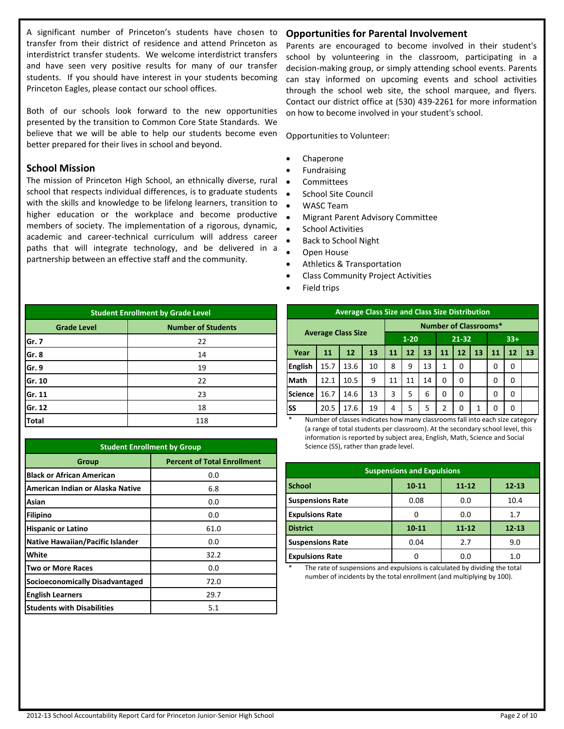A significant number of Princeton's students have chosen to transfer from their district of residence and attend Princeton as interdistrict transfer students. We welcome interdistrict transfers and have seen very positive results for many of our transfer students. If you should have interest in your students becoming Princeton Eagles, please contact our school offices.

Both of our schools look forward to the new opportunities presented by the transition to Common Core State Standards. We believe that we will be able to help our students become even better prepared for their lives in school and beyond.

## School Mission

The mission of Princeton High School, an ethnically diverse, rural school that respects individual differences, is to graduate students with the skills and knowledge to be lifelong learners, transition to higher education or the workplace and become productive members of society. The implementation of a rigorous, dynamic, academic and career-technical curriculum will address career paths that will integrate technology, and be delivered in a partnership between an effective staff and the community.

## Opportunities for Parental Involvement

Parents are encouraged to become involved in their student's school by volunteering in the classroom, participating in a decision-making group, or simply attending school events. Parents can stay informed on upcoming events and school activities through the school web site, the school marquee, and flyers. Contact our district office at (530) 439-2261 for more information on how to become involved in your student's school.

Opportunities to Volunteer:

- Chaperone
- Fundraising
- Committees
- School Site Council
- WASC Team
- Migrant Parent Advisory Committee
- School Activities
- Back to School Night
- Open House
- Athletics & Transportation
- Class Community Project Activities
- Field trips

| Student Enrollment by Grade Level | |
|---|---|
| **Grade Level** | **Number of Students** |
| Gr. 7 | 22 |
| Gr. 8 | 14 |
| Gr. 9 | 19 |
| Gr. 10 | 22 |
| Gr. 11 | 23 |
| Gr. 12 | 18 |
| Total | 118 |

| Student Enrollment by Group | |
|---|---|
| **Group** | **Percent of Total Enrollment** |
| Black or African American | 0.0 |
| American Indian or Alaska Native | 6.8 |
| Asian | 0.0 |
| Filipino | 0.0 |
| Hispanic or Latino | 61.0 |
| Native Hawaiian/Pacific Islander | 0.0 |
| White | 32.2 |
| Two or More Races | 0.0 |
| Socioeconomically Disadvantaged | 72.0 |
| English Learners | 29.7 |
| Students with Disabilities | 5.1 |

| Average Class Size and Class Size Distribution | | | | | | | | | | | | |
|---|---|---|---|---|---|---|---|---|---|---|---|---|
| Average Class Size | | | | Number of Classrooms* | | | | | | | | |
| | | | | 1-20 | | | 21-32 | | | 33+ | | |
| Year | 11 | 12 | 13 | 11 | 12 | 13 | 11 | 12 | 13 | 11 | 12 | 13 |
| English | 15.7 | 13.6 | 10 | 8 | 9 | 13 | 1 | 0 | | 0 | 0 | |
| Math | 12.1 | 10.5 | 9 | 11 | 11 | 14 | 0 | 0 | | 0 | 0 | |
| Science | 16.7 | 14.6 | 13 | 3 | 5 | 6 | 0 | 0 | | 0 | 0 | |
| SS | 20.5 | 17.6 | 19 | 4 | 5 | 5 | 2 | 0 | 1 | 0 | 0 | |

\* Number of classes indicates how many classrooms fall into each size category (a range of total students per classroom). At the secondary school level, this information is reported by subject area, English, Math, Science and Social Science (SS), rather than grade level.

| Suspensions and Expulsions | | | |
|---|---|---|---|
| **School** | **10-11** | **11-12** | **12-13** |
| Suspensions Rate | 0.08 | 0.0 | 10.4 |
| Expulsions Rate | 0 | 0.0 | 1.7 |
| **District** | **10-11** | **11-12** | **12-13** |
| Suspensions Rate | 0.04 | 2.7 | 9.0 |
| Expulsions Rate | 0 | 0.0 | 1.0 |

\* The rate of suspensions and expulsions is calculated by dividing the total number of incidents by the total enrollment (and multiplying by 100).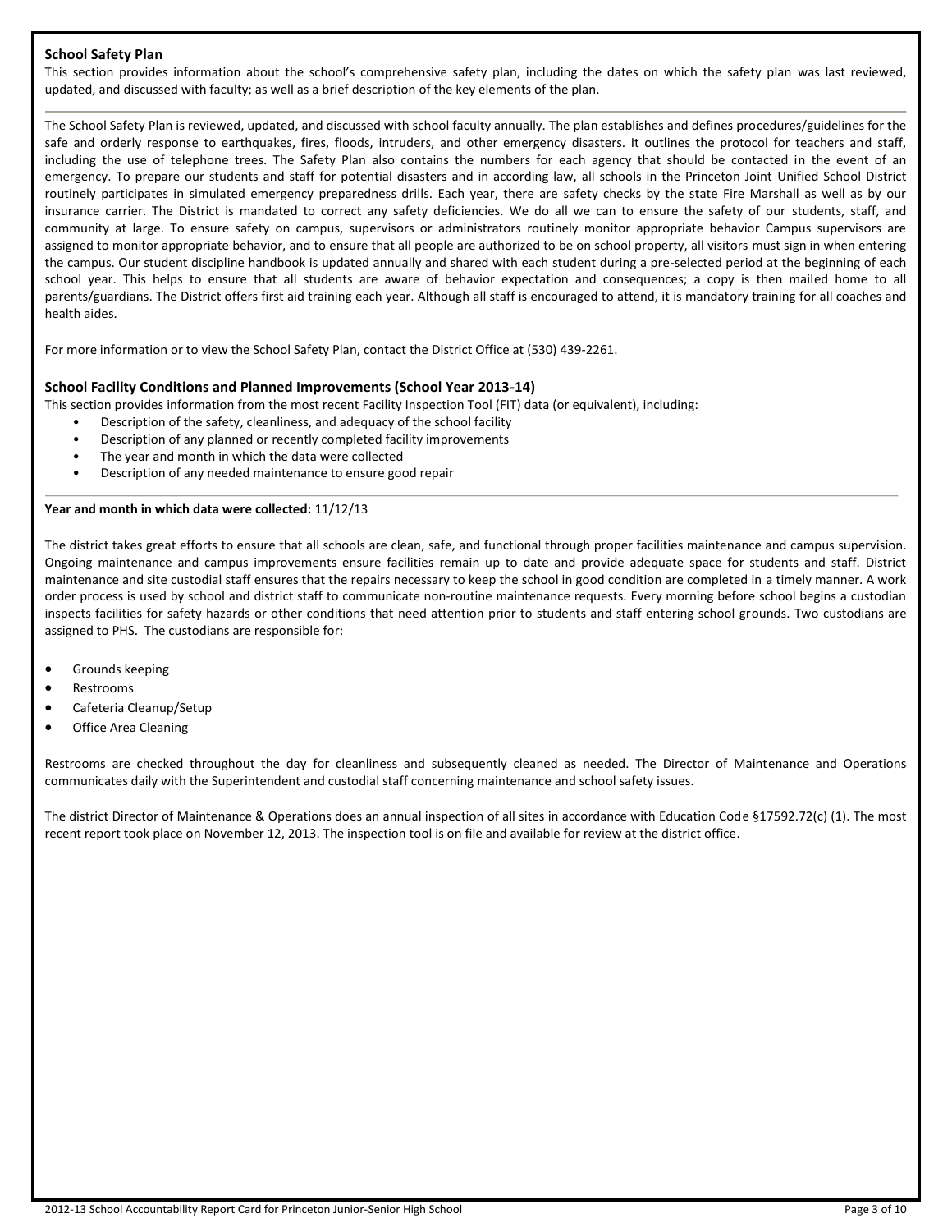## School Safety Plan

This section provides information about the school's comprehensive safety plan, including the dates on which the safety plan was last reviewed, updated, and discussed with faculty; as well as a brief description of the key elements of the plan.

The School Safety Plan is reviewed, updated, and discussed with school faculty annually. The plan establishes and defines procedures/guidelines for the safe and orderly response to earthquakes, fires, floods, intruders, and other emergency disasters. It outlines the protocol for teachers and staff, including the use of telephone trees. The Safety Plan also contains the numbers for each agency that should be contacted in the event of an emergency. To prepare our students and staff for potential disasters and in according law, all schools in the Princeton Joint Unified School District routinely participates in simulated emergency preparedness drills. Each year, there are safety checks by the state Fire Marshall as well as by our insurance carrier. The District is mandated to correct any safety deficiencies. We do all we can to ensure the safety of our students, staff, and community at large. To ensure safety on campus, supervisors or administrators routinely monitor appropriate behavior Campus supervisors are assigned to monitor appropriate behavior, and to ensure that all people are authorized to be on school property, all visitors must sign in when entering the campus. Our student discipline handbook is updated annually and shared with each student during a pre-selected period at the beginning of each school year. This helps to ensure that all students are aware of behavior expectation and consequences; a copy is then mailed home to all parents/guardians. The District offers first aid training each year. Although all staff is encouraged to attend, it is mandatory training for all coaches and health aides.

For more information or to view the School Safety Plan, contact the District Office at (530) 439-2261.

## School Facility Conditions and Planned Improvements (School Year 2013-14)

This section provides information from the most recent Facility Inspection Tool (FIT) data (or equivalent), including:

- Description of the safety, cleanliness, and adequacy of the school facility
- Description of any planned or recently completed facility improvements
- The year and month in which the data were collected
- Description of any needed maintenance to ensure good repair

**Year and month in which data were collected:** 11/12/13

The district takes great efforts to ensure that all schools are clean, safe, and functional through proper facilities maintenance and campus supervision. Ongoing maintenance and campus improvements ensure facilities remain up to date and provide adequate space for students and staff. District maintenance and site custodial staff ensures that the repairs necessary to keep the school in good condition are completed in a timely manner. A work order process is used by school and district staff to communicate non-routine maintenance requests. Every morning before school begins a custodian inspects facilities for safety hazards or other conditions that need attention prior to students and staff entering school grounds. Two custodians are assigned to PHS. The custodians are responsible for:

- Grounds keeping
- Restrooms
- Cafeteria Cleanup/Setup
- Office Area Cleaning

Restrooms are checked throughout the day for cleanliness and subsequently cleaned as needed. The Director of Maintenance and Operations communicates daily with the Superintendent and custodial staff concerning maintenance and school safety issues.

The district Director of Maintenance & Operations does an annual inspection of all sites in accordance with Education Code §17592.72(c) (1). The most recent report took place on November 12, 2013. The inspection tool is on file and available for review at the district office.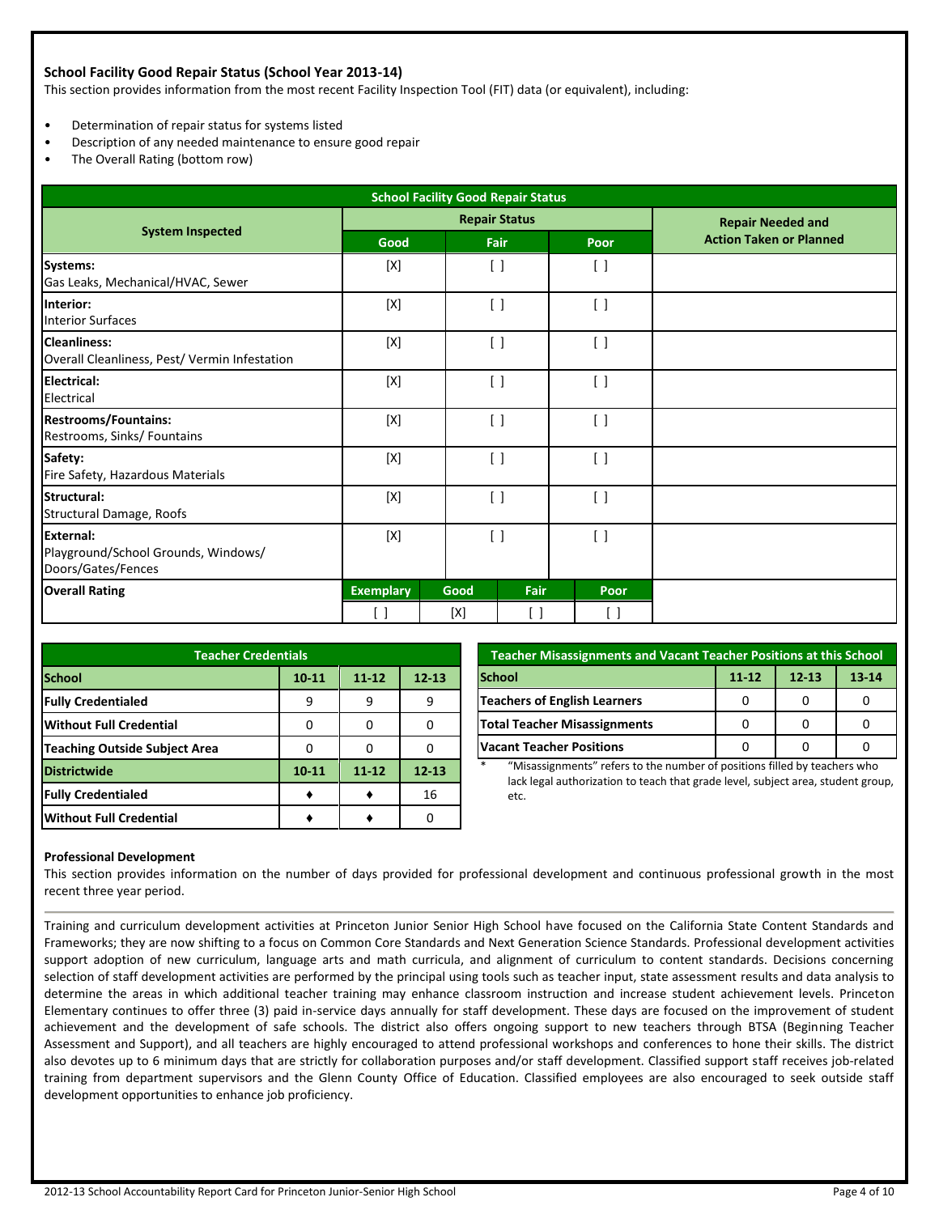### School Facility Good Repair Status (School Year 2013-14)

This section provides information from the most recent Facility Inspection Tool (FIT) data (or equivalent), including:

- Determination of repair status for systems listed
- Description of any needed maintenance to ensure good repair
- The Overall Rating (bottom row)

| School Facility Good Repair Status | | | | | |
|---|---|---|---|---|---|
| **System Inspected** | **Repair Status** | | | | **Repair Needed and Action Taken or Planned** |
| | **Good** | **Fair** | | **Poor** | |
| **Systems:** Gas Leaks, Mechanical/HVAC, Sewer | [X] | [ ] | | [ ] | |
| **Interior:** Interior Surfaces | [X] | [ ] | | [ ] | |
| **Cleanliness:** Overall Cleanliness, Pest/ Vermin Infestation | [X] | [ ] | | [ ] | |
| **Electrical:** Electrical | [X] | [ ] | | [ ] | |
| **Restrooms/Fountains:** Restrooms, Sinks/ Fountains | [X] | [ ] | | [ ] | |
| **Safety:** Fire Safety, Hazardous Materials | [X] | [ ] | | [ ] | |
| **Structural:** Structural Damage, Roofs | [X] | [ ] | | [ ] | |
| **External:** Playground/School Grounds, Windows/ Doors/Gates/Fences | [X] | [ ] | | [ ] | |
| **Overall Rating** | **Exemplary** | **Good** | **Fair** | **Poor** | |
| | [ ] | [X] | [ ] | [ ] | |

| Teacher Credentials | | | |
|---|---|---|---|
| **School** | **10-11** | **11-12** | **12-13** |
| **Fully Credentialed** | 9 | 9 | 9 |
| **Without Full Credential** | 0 | 0 | 0 |
| **Teaching Outside Subject Area** | 0 | 0 | 0 |
| **Districtwide** | **10-11** | **11-12** | **12-13** |
| **Fully Credentialed** | ♦ | ♦ | 16 |
| **Without Full Credential** | ♦ | ♦ | 0 |

| Teacher Misassignments and Vacant Teacher Positions at this School | | | |
|---|---|---|---|
| **School** | **11-12** | **12-13** | **13-14** |
| **Teachers of English Learners** | 0 | 0 | 0 |
| **Total Teacher Misassignments** | 0 | 0 | 0 |
| **Vacant Teacher Positions** | 0 | 0 | 0 |

* "Misassignments" refers to the number of positions filled by teachers who lack legal authorization to teach that grade level, subject area, student group, etc.

### Professional Development

This section provides information on the number of days provided for professional development and continuous professional growth in the most recent three year period.

Training and curriculum development activities at Princeton Junior Senior High School have focused on the California State Content Standards and Frameworks; they are now shifting to a focus on Common Core Standards and Next Generation Science Standards. Professional development activities support adoption of new curriculum, language arts and math curricula, and alignment of curriculum to content standards. Decisions concerning selection of staff development activities are performed by the principal using tools such as teacher input, state assessment results and data analysis to determine the areas in which additional teacher training may enhance classroom instruction and increase student achievement levels. Princeton Elementary continues to offer three (3) paid in-service days annually for staff development. These days are focused on the improvement of student achievement and the development of safe schools. The district also offers ongoing support to new teachers through BTSA (Beginning Teacher Assessment and Support), and all teachers are highly encouraged to attend professional workshops and conferences to hone their skills. The district also devotes up to 6 minimum days that are strictly for collaboration purposes and/or staff development. Classified support staff receives job-related training from department supervisors and the Glenn County Office of Education. Classified employees are also encouraged to seek outside staff development opportunities to enhance job proficiency.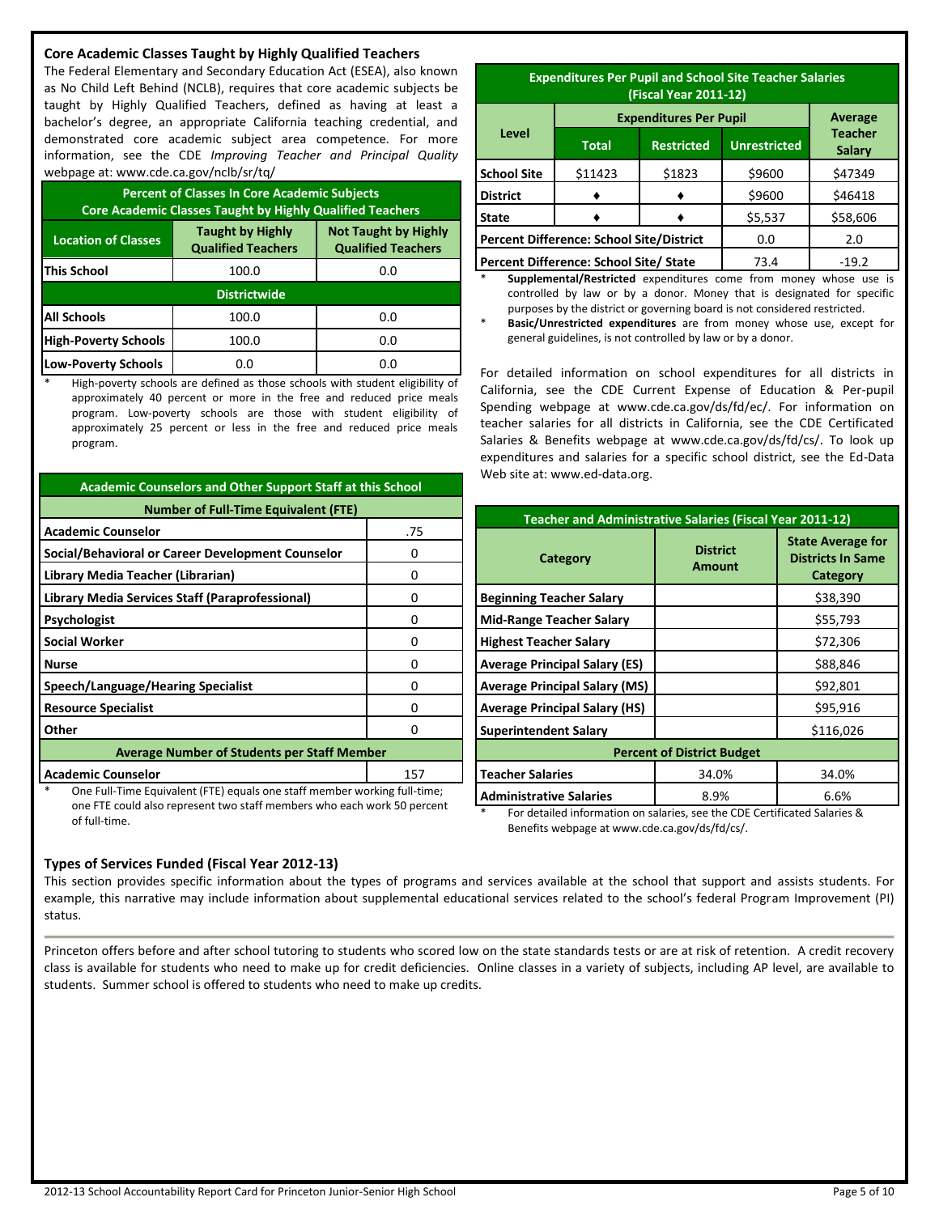## Core Academic Classes Taught by Highly Qualified Teachers

The Federal Elementary and Secondary Education Act (ESEA), also known as No Child Left Behind (NCLB), requires that core academic subjects be taught by Highly Qualified Teachers, defined as having at least a bachelor's degree, an appropriate California teaching credential, and demonstrated core academic subject area competence. For more information, see the CDE *Improving Teacher and Principal Quality* webpage at: www.cde.ca.gov/nclb/sr/tq/

| Percent of Classes In Core Academic Subjects Core Academic Classes Taught by Highly Qualified Teachers | | |
|---|---|---|
| Location of Classes | Taught by Highly Qualified Teachers | Not Taught by Highly Qualified Teachers |
| This School | 100.0 | 0.0 |
| Districtwide | | |
| All Schools | 100.0 | 0.0 |
| High-Poverty Schools | 100.0 | 0.0 |
| Low-Poverty Schools | 0.0 | 0.0 |

\* High-poverty schools are defined as those schools with student eligibility of approximately 40 percent or more in the free and reduced price meals program. Low-poverty schools are those with student eligibility of approximately 25 percent or less in the free and reduced price meals program.

| Academic Counselors and Other Support Staff at this School | |
|---|---|
| Number of Full-Time Equivalent (FTE) | |
| Academic Counselor | .75 |
| Social/Behavioral or Career Development Counselor | 0 |
| Library Media Teacher (Librarian) | 0 |
| Library Media Services Staff (Paraprofessional) | 0 |
| Psychologist | 0 |
| Social Worker | 0 |
| Nurse | 0 |
| Speech/Language/Hearing Specialist | 0 |
| Resource Specialist | 0 |
| Other | 0 |
| Average Number of Students per Staff Member | |
| Academic Counselor | 157 |

\* One Full-Time Equivalent (FTE) equals one staff member working full-time; one FTE could also represent two staff members who each work 50 percent of full-time.

| Expenditures Per Pupil and School Site Teacher Salaries (Fiscal Year 2011-12) | | | | |
|---|---|---|---|---|
| Level | Expenditures Per Pupil | | | Average Teacher Salary |
| | Total | Restricted | Unrestricted | |
| School Site | $11423 | $1823 | $9600 | $47349 |
| District | ♦ | ♦ | $9600 | $46418 |
| State | ♦ | ♦ | $5,537 | $58,606 |
| Percent Difference: School Site/District | | | 0.0 | 2.0 |
| Percent Difference: School Site/ State | | | 73.4 | -19.2 |

\* **Supplemental/Restricted** expenditures come from money whose use is controlled by law or by a donor. Money that is designated for specific purposes by the district or governing board is not considered restricted.

\* **Basic/Unrestricted expenditures** are from money whose use, except for general guidelines, is not controlled by law or by a donor.

For detailed information on school expenditures for all districts in California, see the CDE Current Expense of Education & Per-pupil Spending webpage at www.cde.ca.gov/ds/fd/ec/. For information on teacher salaries for all districts in California, see the CDE Certificated Salaries & Benefits webpage at www.cde.ca.gov/ds/fd/cs/. To look up expenditures and salaries for a specific school district, see the Ed-Data Web site at: www.ed-data.org.

| Teacher and Administrative Salaries (Fiscal Year 2011-12) | | |
|---|---|---|
| Category | District Amount | State Average for Districts In Same Category |
| Beginning Teacher Salary | | $38,390 |
| Mid-Range Teacher Salary | | $55,793 |
| Highest Teacher Salary | | $72,306 |
| Average Principal Salary (ES) | | $88,846 |
| Average Principal Salary (MS) | | $92,801 |
| Average Principal Salary (HS) | | $95,916 |
| Superintendent Salary | | $116,026 |
| Percent of District Budget | | |
| Teacher Salaries | 34.0% | 34.0% |
| Administrative Salaries | 8.9% | 6.6% |

\* For detailed information on salaries, see the CDE Certificated Salaries & Benefits webpage at www.cde.ca.gov/ds/fd/cs/.

## Types of Services Funded (Fiscal Year 2012-13)

This section provides specific information about the types of programs and services available at the school that support and assists students. For example, this narrative may include information about supplemental educational services related to the school's federal Program Improvement (PI) status.

Princeton offers before and after school tutoring to students who scored low on the state standards tests or are at risk of retention. A credit recovery class is available for students who need to make up for credit deficiencies. Online classes in a variety of subjects, including AP level, are available to students. Summer school is offered to students who need to make up credits.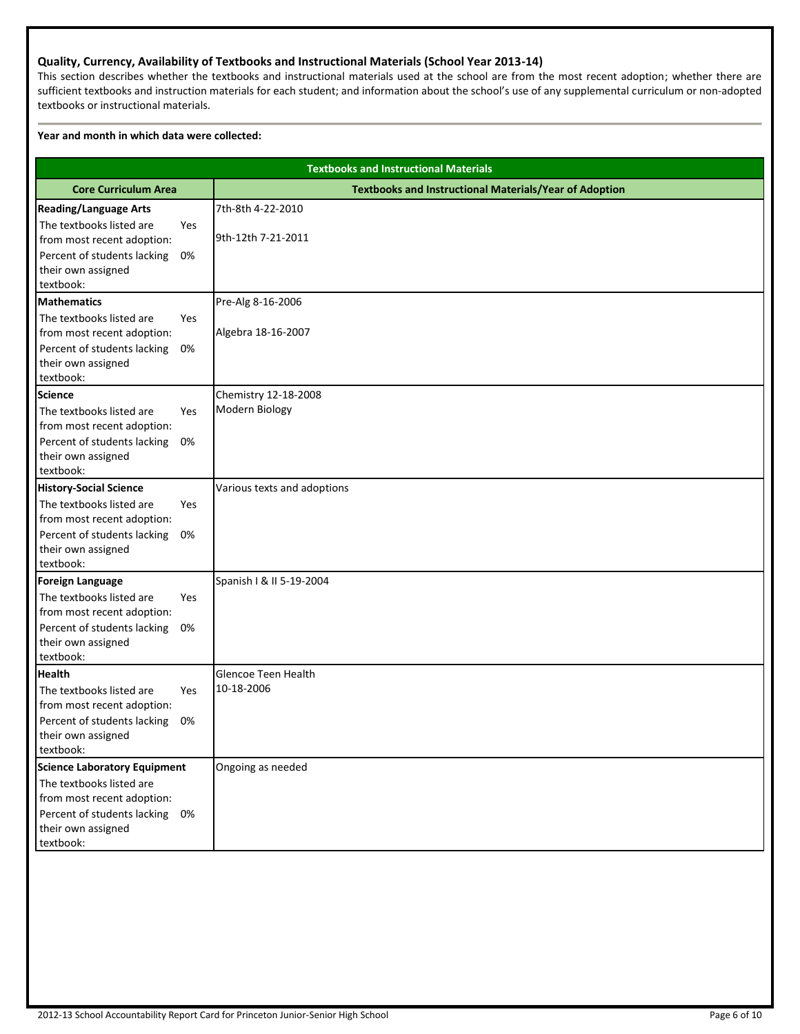### Quality, Currency, Availability of Textbooks and Instructional Materials (School Year 2013-14)

This section describes whether the textbooks and instructional materials used at the school are from the most recent adoption; whether there are sufficient textbooks and instruction materials for each student; and information about the school's use of any supplemental curriculum or non-adopted textbooks or instructional materials.

**Year and month in which data were collected:**

| Textbooks and Instructional Materials | | |
|---|---|---|
| **Core Curriculum Area** | | **Textbooks and Instructional Materials/Year of Adoption** |
| **Reading/Language Arts** | | 7th-8th 4-22-2010<br>9th-12th 7-21-2011 |
| The textbooks listed are from most recent adoption: | Yes | |
| Percent of students lacking their own assigned textbook: | 0% | |
| **Mathematics** | | Pre-Alg 8-16-2006<br>Algebra 18-16-2007 |
| The textbooks listed are from most recent adoption: | Yes | |
| Percent of students lacking their own assigned textbook: | 0% | |
| **Science** | | Chemistry 12-18-2008<br>Modern Biology |
| The textbooks listed are from most recent adoption: | Yes | |
| Percent of students lacking their own assigned textbook: | 0% | |
| **History-Social Science** | | Various texts and adoptions |
| The textbooks listed are from most recent adoption: | Yes | |
| Percent of students lacking their own assigned textbook: | 0% | |
| **Foreign Language** | | Spanish I & II 5-19-2004 |
| The textbooks listed are from most recent adoption: | Yes | |
| Percent of students lacking their own assigned textbook: | 0% | |
| **Health** | | Glencoe Teen Health<br>10-18-2006 |
| The textbooks listed are from most recent adoption: | Yes | |
| Percent of students lacking their own assigned textbook: | 0% | |
| **Science Laboratory Equipment** | | Ongoing as needed |
| The textbooks listed are from most recent adoption: | | |
| Percent of students lacking their own assigned textbook: | 0% | |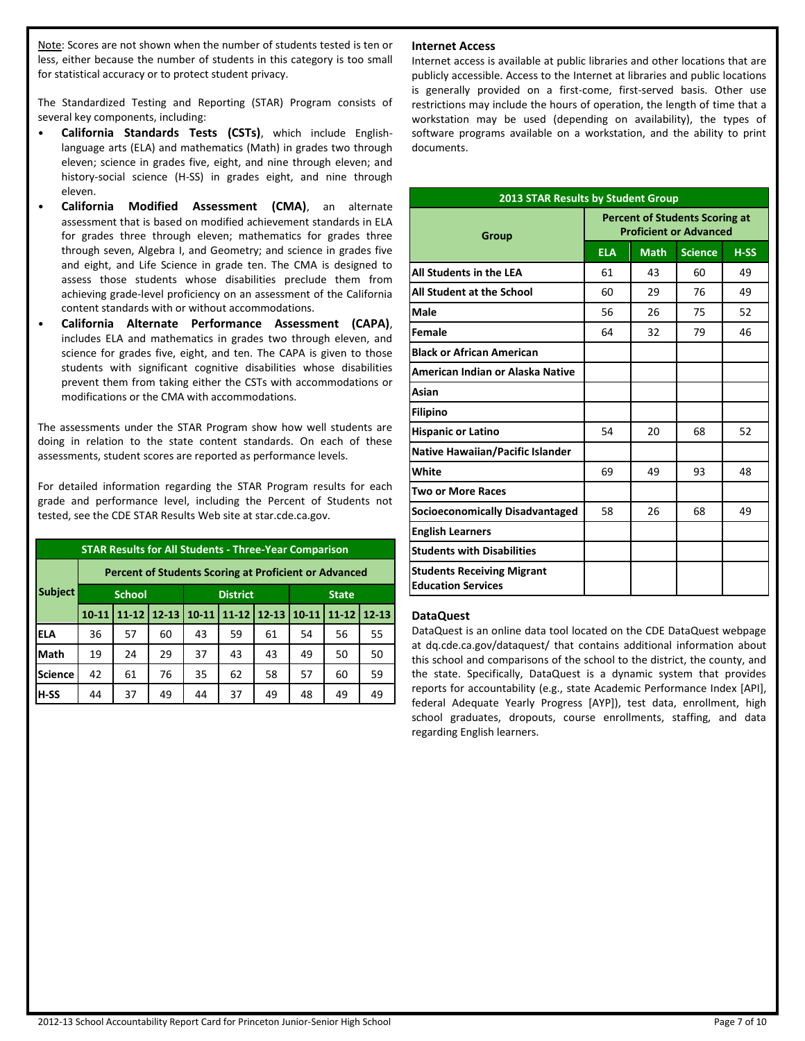Note: Scores are not shown when the number of students tested is ten or less, either because the number of students in this category is too small for statistical accuracy or to protect student privacy.

The Standardized Testing and Reporting (STAR) Program consists of several key components, including:

- **California Standards Tests (CSTs)**, which include English-language arts (ELA) and mathematics (Math) in grades two through eleven; science in grades five, eight, and nine through eleven; and history-social science (H-SS) in grades eight, and nine through eleven.
- **California Modified Assessment (CMA)**, an alternate assessment that is based on modified achievement standards in ELA for grades three through eleven; mathematics for grades three through seven, Algebra I, and Geometry; and science in grades five and eight, and Life Science in grade ten. The CMA is designed to assess those students whose disabilities preclude them from achieving grade-level proficiency on an assessment of the California content standards with or without accommodations.
- **California Alternate Performance Assessment (CAPA)**, includes ELA and mathematics in grades two through eleven, and science for grades five, eight, and ten. The CAPA is given to those students with significant cognitive disabilities whose disabilities prevent them from taking either the CSTs with accommodations or modifications or the CMA with accommodations.

The assessments under the STAR Program show how well students are doing in relation to the state content standards. On each of these assessments, student scores are reported as performance levels.

For detailed information regarding the STAR Program results for each grade and performance level, including the Percent of Students not tested, see the CDE STAR Results Web site at star.cde.ca.gov.

**STAR Results for All Students - Three-Year Comparison**

| Subject | Percent of Students Scoring at Proficient or Advanced | | | | | | | | |
|---|---|---|---|---|---|---|---|---|---|
| | School | | | District | | | State | | |
| | 10-11 | 11-12 | 12-13 | 10-11 | 11-12 | 12-13 | 10-11 | 11-12 | 12-13 |
| ELA | 36 | 57 | 60 | 43 | 59 | 61 | 54 | 56 | 55 |
| Math | 19 | 24 | 29 | 37 | 43 | 43 | 49 | 50 | 50 |
| Science | 42 | 61 | 76 | 35 | 62 | 58 | 57 | 60 | 59 |
| H-SS | 44 | 37 | 49 | 44 | 37 | 49 | 48 | 49 | 49 |

### Internet Access

Internet access is available at public libraries and other locations that are publicly accessible. Access to the Internet at libraries and public locations is generally provided on a first-come, first-served basis. Other use restrictions may include the hours of operation, the length of time that a workstation may be used (depending on availability), the types of software programs available on a workstation, and the ability to print documents.

**2013 STAR Results by Student Group**

| Group | Percent of Students Scoring at Proficient or Advanced | | | |
|---|---|---|---|---|
| | ELA | Math | Science | H-SS |
| All Students in the LEA | 61 | 43 | 60 | 49 |
| All Student at the School | 60 | 29 | 76 | 49 |
| Male | 56 | 26 | 75 | 52 |
| Female | 64 | 32 | 79 | 46 |
| Black or African American | | | | |
| American Indian or Alaska Native | | | | |
| Asian | | | | |
| Filipino | | | | |
| Hispanic or Latino | 54 | 20 | 68 | 52 |
| Native Hawaiian/Pacific Islander | | | | |
| White | 69 | 49 | 93 | 48 |
| Two or More Races | | | | |
| Socioeconomically Disadvantaged | 58 | 26 | 68 | 49 |
| English Learners | | | | |
| Students with Disabilities | | | | |
| Students Receiving Migrant Education Services | | | | |

### DataQuest

DataQuest is an online data tool located on the CDE DataQuest webpage at dq.cde.ca.gov/dataquest/ that contains additional information about this school and comparisons of the school to the district, the county, and the state. Specifically, DataQuest is a dynamic system that provides reports for accountability (e.g., state Academic Performance Index [API], federal Adequate Yearly Progress [AYP]), test data, enrollment, high school graduates, dropouts, course enrollments, staffing, and data regarding English learners.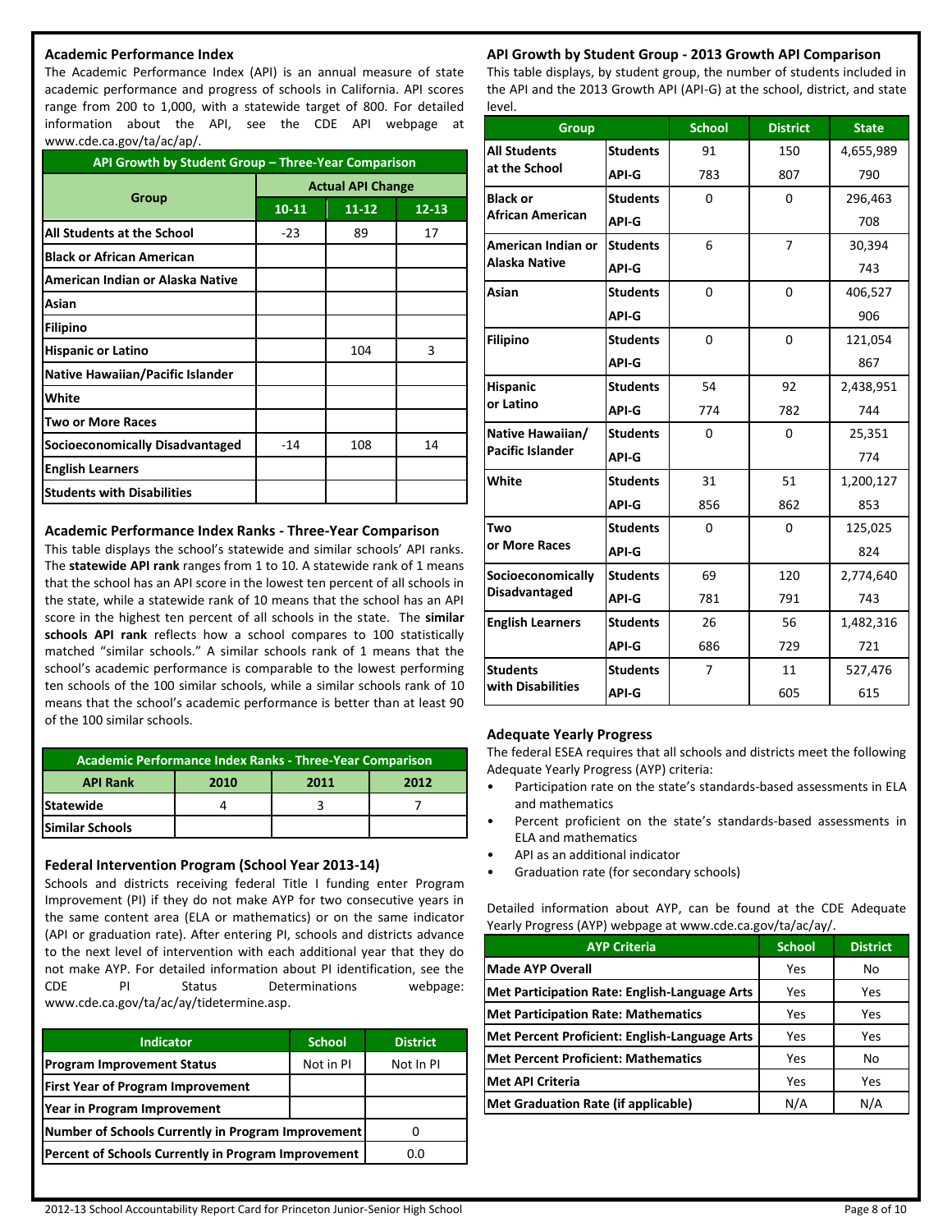## Academic Performance Index

The Academic Performance Index (API) is an annual measure of state academic performance and progress of schools in California. API scores range from 200 to 1,000, with a statewide target of 800. For detailed information about the API, see the CDE API webpage at www.cde.ca.gov/ta/ac/ap/.

| API Growth by Student Group – Three-Year Comparison | | | |
|---|---|---|---|
| Group | Actual API Change | | |
| | 10-11 | 11-12 | 12-13 |
| **All Students at the School** | -23 | 89 | 17 |
| **Black or African American** | | | |
| **American Indian or Alaska Native** | | | |
| **Asian** | | | |
| **Filipino** | | | |
| **Hispanic or Latino** | | 104 | 3 |
| **Native Hawaiian/Pacific Islander** | | | |
| **White** | | | |
| **Two or More Races** | | | |
| **Socioeconomically Disadvantaged** | -14 | 108 | 14 |
| **English Learners** | | | |
| **Students with Disabilities** | | | |

## Academic Performance Index Ranks - Three-Year Comparison

This table displays the school's statewide and similar schools' API ranks. The **statewide API rank** ranges from 1 to 10. A statewide rank of 1 means that the school has an API score in the lowest ten percent of all schools in the state, while a statewide rank of 10 means that the school has an API score in the highest ten percent of all schools in the state. The **similar schools API rank** reflects how a school compares to 100 statistically matched "similar schools." A similar schools rank of 1 means that the school's academic performance is comparable to the lowest performing ten schools of the 100 similar schools, while a similar schools rank of 10 means that the school's academic performance is better than at least 90 of the 100 similar schools.

| API Rank | 2010 | 2011 | 2012 |
|---|---|---|---|
| **Statewide** | 4 | 3 | 7 |
| **Similar Schools** | | | |

## Federal Intervention Program (School Year 2013-14)

Schools and districts receiving federal Title I funding enter Program Improvement (PI) if they do not make AYP for two consecutive years in the same content area (ELA or mathematics) or on the same indicator (API or graduation rate). After entering PI, schools and districts advance to the next level of intervention with each additional year that they do not make AYP. For detailed information about PI identification, see the CDE PI Status Determinations webpage: www.cde.ca.gov/ta/ac/ay/tidetermine.asp.

| Indicator | School | District |
|---|---|---|
| **Program Improvement Status** | Not in PI | Not In PI |
| **First Year of Program Improvement** | | |
| **Year in Program Improvement** | | |
| **Number of Schools Currently in Program Improvement** | | 0 |
| **Percent of Schools Currently in Program Improvement** | | 0.0 |

## API Growth by Student Group - 2013 Growth API Comparison

This table displays, by student group, the number of students included in the API and the 2013 Growth API (API-G) at the school, district, and state level.

| Group | | School | District | State |
|---|---|---|---|---|
| **All Students at the School** | **Students** | 91 | 150 | 4,655,989 |
| | **API-G** | 783 | 807 | 790 |
| **Black or African American** | **Students** | 0 | 0 | 296,463 |
| | **API-G** | | | 708 |
| **American Indian or Alaska Native** | **Students** | 6 | 7 | 30,394 |
| | **API-G** | | | 743 |
| **Asian** | **Students** | 0 | 0 | 406,527 |
| | **API-G** | | | 906 |
| **Filipino** | **Students** | 0 | 0 | 121,054 |
| | **API-G** | | | 867 |
| **Hispanic or Latino** | **Students** | 54 | 92 | 2,438,951 |
| | **API-G** | 774 | 782 | 744 |
| **Native Hawaiian/ Pacific Islander** | **Students** | 0 | 0 | 25,351 |
| | **API-G** | | | 774 |
| **White** | **Students** | 31 | 51 | 1,200,127 |
| | **API-G** | 856 | 862 | 853 |
| **Two or More Races** | **Students** | 0 | 0 | 125,025 |
| | **API-G** | | | 824 |
| **Socioeconomically Disadvantaged** | **Students** | 69 | 120 | 2,774,640 |
| | **API-G** | 781 | 791 | 743 |
| **English Learners** | **Students** | 26 | 56 | 1,482,316 |
| | **API-G** | 686 | 729 | 721 |
| **Students with Disabilities** | **Students** | 7 | 11 | 527,476 |
| | **API-G** | | 605 | 615 |

## Adequate Yearly Progress

The federal ESEA requires that all schools and districts meet the following Adequate Yearly Progress (AYP) criteria:

- Participation rate on the state's standards-based assessments in ELA and mathematics
- Percent proficient on the state's standards-based assessments in ELA and mathematics
- API as an additional indicator
- Graduation rate (for secondary schools)

Detailed information about AYP, can be found at the CDE Adequate Yearly Progress (AYP) webpage at www.cde.ca.gov/ta/ac/ay/.

| AYP Criteria | School | District |
|---|---|---|
| **Made AYP Overall** | Yes | No |
| **Met Participation Rate: English-Language Arts** | Yes | Yes |
| **Met Participation Rate: Mathematics** | Yes | Yes |
| **Met Percent Proficient: English-Language Arts** | Yes | Yes |
| **Met Percent Proficient: Mathematics** | Yes | No |
| **Met API Criteria** | Yes | Yes |
| **Met Graduation Rate (if applicable)** | N/A | N/A |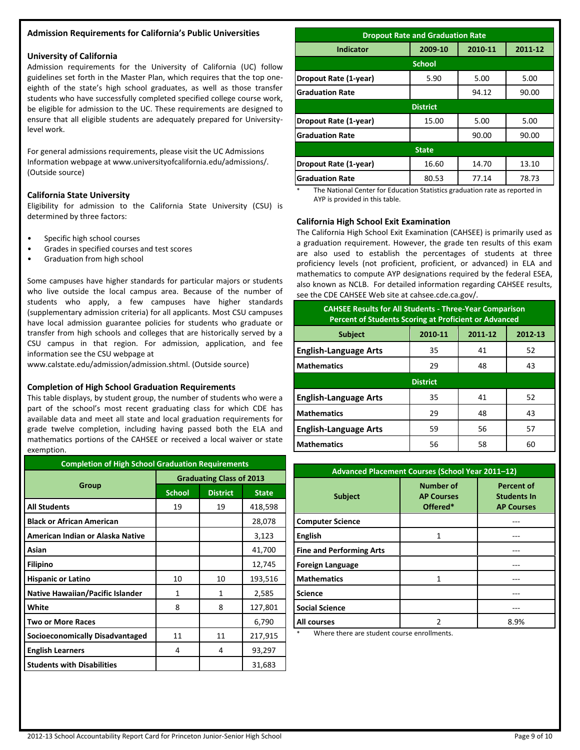## Admission Requirements for California's Public Universities

### University of California

Admission requirements for the University of California (UC) follow guidelines set forth in the Master Plan, which requires that the top one-eighth of the state's high school graduates, as well as those transfer students who have successfully completed specified college course work, be eligible for admission to the UC. These requirements are designed to ensure that all eligible students are adequately prepared for University-level work.

For general admissions requirements, please visit the UC Admissions Information webpage at www.universityofcalifornia.edu/admissions/. (Outside source)

### California State University

Eligibility for admission to the California State University (CSU) is determined by three factors:

- Specific high school courses
- Grades in specified courses and test scores
- Graduation from high school

Some campuses have higher standards for particular majors or students who live outside the local campus area. Because of the number of students who apply, a few campuses have higher standards (supplementary admission criteria) for all applicants. Most CSU campuses have local admission guarantee policies for students who graduate or transfer from high schools and colleges that are historically served by a CSU campus in that region. For admission, application, and fee information see the CSU webpage at www.calstate.edu/admission/admission.shtml. (Outside source)

### Completion of High School Graduation Requirements

This table displays, by student group, the number of students who were a part of the school's most recent graduating class for which CDE has available data and meet all state and local graduation requirements for grade twelve completion, including having passed both the ELA and mathematics portions of the CAHSEE or received a local waiver or state exemption.

**Completion of High School Graduation Requirements**

| Group | Graduating Class of 2013 | | |
|---|---|---|---|
| | School | District | State |
| All Students | 19 | 19 | 418,598 |
| Black or African American | | | 28,078 |
| American Indian or Alaska Native | | | 3,123 |
| Asian | | | 41,700 |
| Filipino | | | 12,745 |
| Hispanic or Latino | 10 | 10 | 193,516 |
| Native Hawaiian/Pacific Islander | 1 | 1 | 2,585 |
| White | 8 | 8 | 127,801 |
| Two or More Races | | | 6,790 |
| Socioeconomically Disadvantaged | 11 | 11 | 217,915 |
| English Learners | 4 | 4 | 93,297 |
| Students with Disabilities | | | 31,683 |

**Dropout Rate and Graduation Rate**

| Indicator | 2009-10 | 2010-11 | 2011-12 |
|---|---|---|---|
| **School** | | | |
| Dropout Rate (1-year) | 5.90 | 5.00 | 5.00 |
| Graduation Rate | | 94.12 | 90.00 |
| **District** | | | |
| Dropout Rate (1-year) | 15.00 | 5.00 | 5.00 |
| Graduation Rate | | 90.00 | 90.00 |
| **State** | | | |
| Dropout Rate (1-year) | 16.60 | 14.70 | 13.10 |
| Graduation Rate | 80.53 | 77.14 | 78.73 |

\* The National Center for Education Statistics graduation rate as reported in AYP is provided in this table.

### California High School Exit Examination

The California High School Exit Examination (CAHSEE) is primarily used as a graduation requirement. However, the grade ten results of this exam are also used to establish the percentages of students at three proficiency levels (not proficient, proficient, or advanced) in ELA and mathematics to compute AYP designations required by the federal ESEA, also known as NCLB. For detailed information regarding CAHSEE results, see the CDE CAHSEE Web site at cahsee.cde.ca.gov/.

**CAHSEE Results for All Students - Three-Year Comparison**
**Percent of Students Scoring at Proficient or Advanced**

| Subject | 2010-11 | 2011-12 | 2012-13 |
|---|---|---|---|
| English-Language Arts | 35 | 41 | 52 |
| Mathematics | 29 | 48 | 43 |
| **District** | | | |
| English-Language Arts | 35 | 41 | 52 |
| Mathematics | 29 | 48 | 43 |
| English-Language Arts | 59 | 56 | 57 |
| Mathematics | 56 | 58 | 60 |

**Advanced Placement Courses (School Year 2011–12)**

| Subject | Number of AP Courses Offered* | Percent of Students In AP Courses |
|---|---|---|
| Computer Science | | --- |
| English | 1 | --- |
| Fine and Performing Arts | | --- |
| Foreign Language | | --- |
| Mathematics | 1 | --- |
| Science | | --- |
| Social Science | | --- |
| All courses | 2 | 8.9% |

\* Where there are student course enrollments.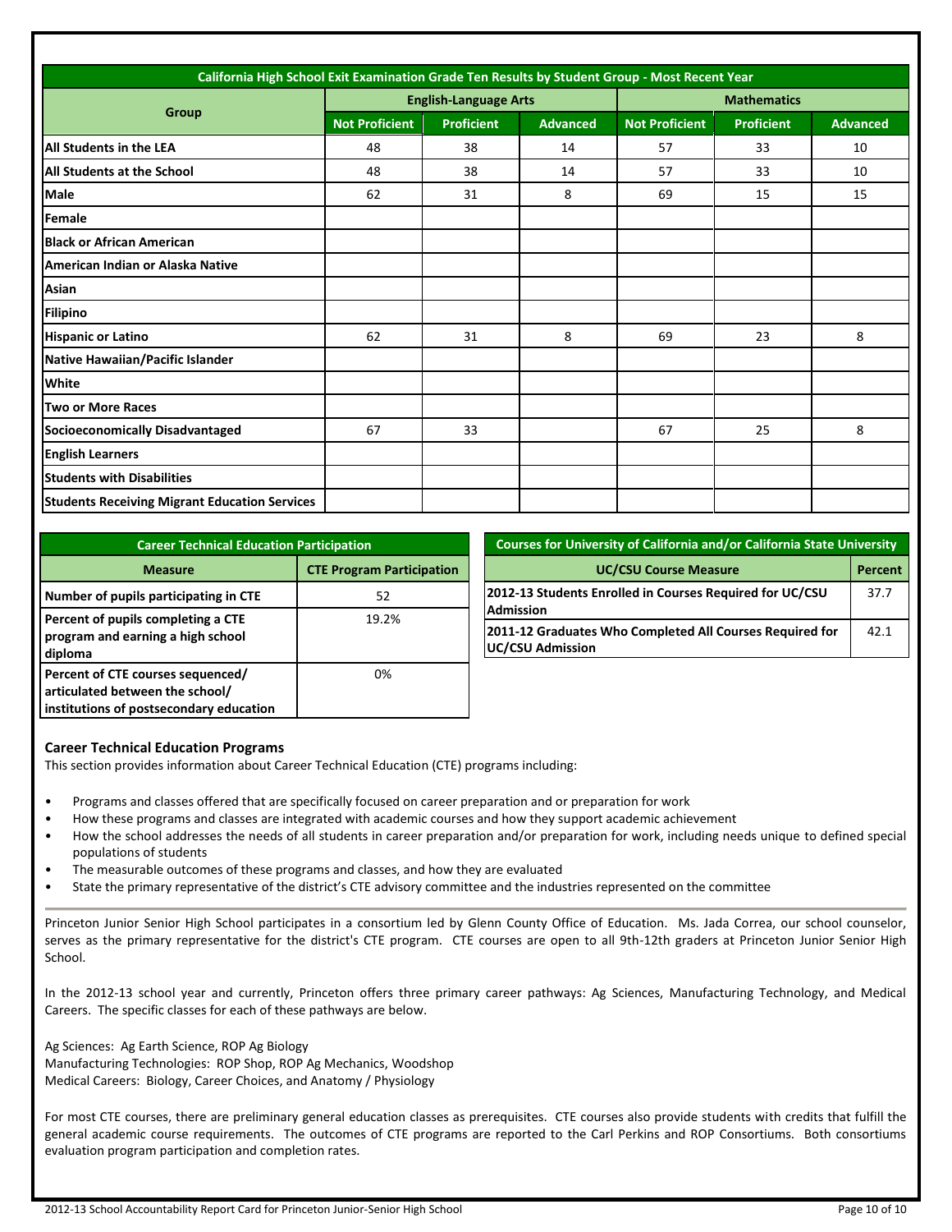| California High School Exit Examination Grade Ten Results by Student Group - Most Recent Year | | | | | | |
|---|---|---|---|---|---|---|
| Group | English-Language Arts | | | Mathematics | | |
| | Not Proficient | Proficient | Advanced | Not Proficient | Proficient | Advanced |
| All Students in the LEA | 48 | 38 | 14 | 57 | 33 | 10 |
| All Students at the School | 48 | 38 | 14 | 57 | 33 | 10 |
| Male | 62 | 31 | 8 | 69 | 15 | 15 |
| Female | | | | | | |
| Black or African American | | | | | | |
| American Indian or Alaska Native | | | | | | |
| Asian | | | | | | |
| Filipino | | | | | | |
| Hispanic or Latino | 62 | 31 | 8 | 69 | 23 | 8 |
| Native Hawaiian/Pacific Islander | | | | | | |
| White | | | | | | |
| Two or More Races | | | | | | |
| Socioeconomically Disadvantaged | 67 | 33 | | 67 | 25 | 8 |
| English Learners | | | | | | |
| Students with Disabilities | | | | | | |
| Students Receiving Migrant Education Services | | | | | | |

| Career Technical Education Participation | |
|---|---|
| Measure | CTE Program Participation |
| Number of pupils participating in CTE | 52 |
| Percent of pupils completing a CTE program and earning a high school diploma | 19.2% |
| Percent of CTE courses sequenced/ articulated between the school/ institutions of postsecondary education | 0% |

| Courses for University of California and/or California State University | |
|---|---|
| UC/CSU Course Measure | Percent |
| 2012-13 Students Enrolled in Courses Required for UC/CSU Admission | 37.7 |
| 2011-12 Graduates Who Completed All Courses Required for UC/CSU Admission | 42.1 |

### Career Technical Education Programs

This section provides information about Career Technical Education (CTE) programs including:

- Programs and classes offered that are specifically focused on career preparation and or preparation for work
- How these programs and classes are integrated with academic courses and how they support academic achievement
- How the school addresses the needs of all students in career preparation and/or preparation for work, including needs unique to defined special populations of students
- The measurable outcomes of these programs and classes, and how they are evaluated
- State the primary representative of the district's CTE advisory committee and the industries represented on the committee

---

Princeton Junior Senior High School participates in a consortium led by Glenn County Office of Education. Ms. Jada Correa, our school counselor, serves as the primary representative for the district's CTE program. CTE courses are open to all 9th-12th graders at Princeton Junior Senior High School.

In the 2012-13 school year and currently, Princeton offers three primary career pathways: Ag Sciences, Manufacturing Technology, and Medical Careers. The specific classes for each of these pathways are below.

Ag Sciences: Ag Earth Science, ROP Ag Biology
Manufacturing Technologies: ROP Shop, ROP Ag Mechanics, Woodshop
Medical Careers: Biology, Career Choices, and Anatomy / Physiology

For most CTE courses, there are preliminary general education classes as prerequisites. CTE courses also provide students with credits that fulfill the general academic course requirements. The outcomes of CTE programs are reported to the Carl Perkins and ROP Consortiums. Both consortiums evaluation program participation and completion rates.